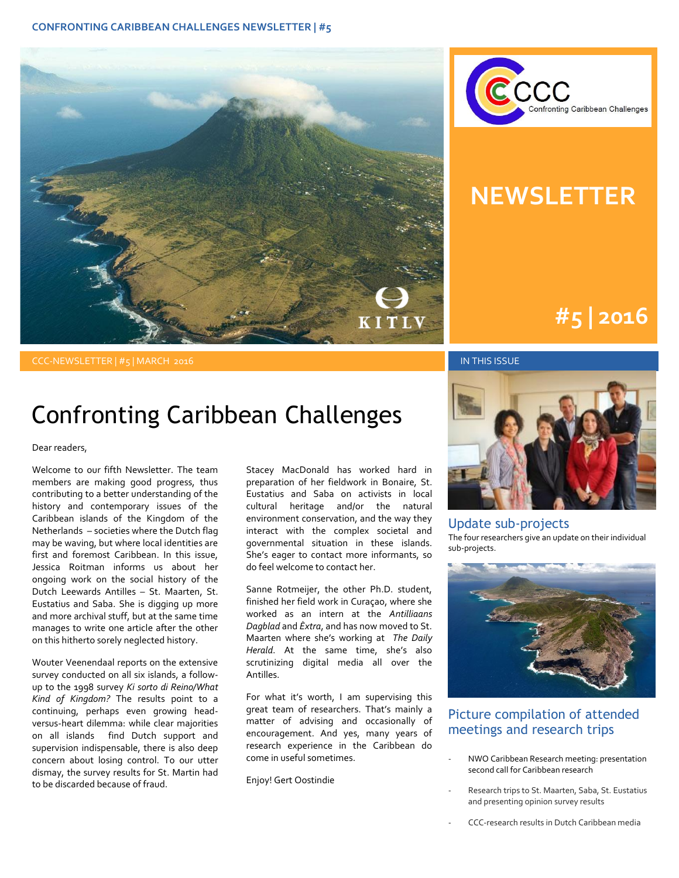# NEWSLETTER

## #5 | 2016

CCC-NEWSLETTER | #5 | MARCH 2016

# Confronting Caribbean Challenges

Dear readers,

Welcome to our fifth Newsletter. The team members are making good progress, thus contributing to a better understanding of the history and contemporary issues of the Caribbean islands of the Kingdom of the Netherlands – societies where the Dutch flag may be waving, but where local identities are first and foremost Caribbean. In this issue, Jessica Roitman informs us about her ongoing work on the social history of the Dutch Leewards Antilles – St. Maarten, St. Eustatius and Saba. She is digging up more and more archival stuff, but at the same time manages to write one article after the other on this hitherto sorely neglected history.

Wouter Veenendaal reports on the extensive survey conducted on all six islands, a follow-up to the 1998 survey *Ki sorto di Reino/What Kind of Kingdom?* The results point to a continuing, perhaps even growing head-versus-heart dilemma: while clear majorities on all islands find Dutch support and supervision indispensable, there is also deep concern about losing control. To our utter dismay, the survey results for St. Martin had to be discarded because of fraud.

Stacey MacDonald has worked hard in preparation of her fieldwork in Bonaire, St. Eustatius and Saba on activists in local cultural heritage and/or the natural environment conservation, and the way they interact with the complex societal and governmental situation in these islands. She's eager to contact more informants, so do feel welcome to contact her.

Sanne Rotmeijer, the other Ph.D. student, finished her field work in Curaçao, where she worked as an intern at the *Antilliaans Dagblad* and *Èxtra*, and has now moved to St. Maarten where she's working at *The Daily Herald*. At the same time, she's also scrutinizing digital media all over the Antilles.

For what it's worth, I am supervising this great team of researchers. That's mainly a matter of advising and occasionally of encouragement. And yes, many years of research experience in the Caribbean do come in useful sometimes.

Enjoy! Gert Oostindie

## IN THIS ISSUE

### Update sub-projects

The four researchers give an update on their individual sub-projects.

### Picture compilation of attended meetings and research trips

- NWO Caribbean Research meeting: presentation second call for Caribbean research
- Research trips to St. Maarten, Saba, St. Eustatius and presenting opinion survey results
- CCC-research results in Dutch Caribbean media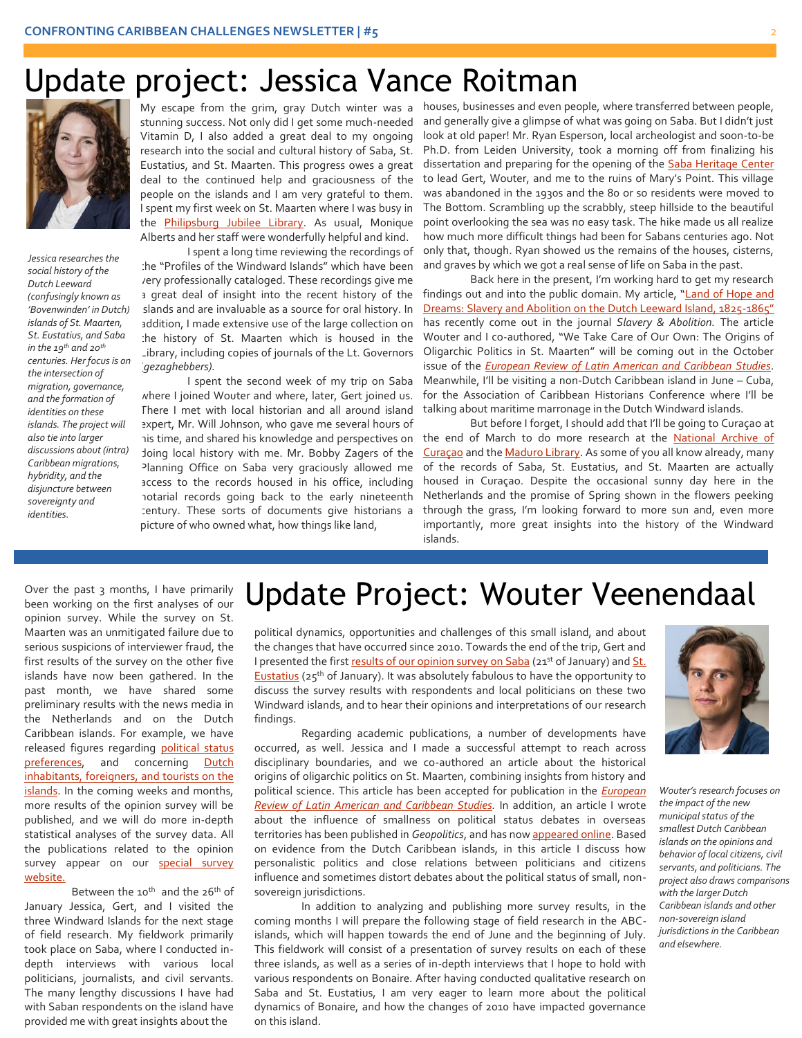# Update project: Jessica Vance Roitman

*Jessica researches the social history of the Dutch Leeward (confusingly known as 'Bovenwinden' in Dutch) islands of St. Maarten, St. Eustatius, and Saba in the 19th and 20th centuries. Her focus is on the intersection of migration, governance, and the formation of identities on these islands. The project will also tie into larger discussions about (intra) Caribbean migrations, hybridity, and the disjuncture between sovereignty and identities.*

My escape from the grim, gray Dutch winter was a stunning success. Not only did I get some much-needed Vitamin D, I also added a great deal to my ongoing research into the social and cultural history of Saba, St. Eustatius, and St. Maarten. This progress owes a great deal to the continued help and graciousness of the people on the islands and I am very grateful to them. I spent my first week on St. Maarten where I was busy in the Philipsburg Jubilee Library. As usual, Monique Alberts and her staff were wonderfully helpful and kind.

I spent a long time reviewing the recordings of the "Profiles of the Windward Islands" which have been very professionally cataloged. These recordings give me a great deal of insight into the recent history of the islands and are invaluable as a source for oral history. In addition, I made extensive use of the large collection on the history of St. Maarten which is housed in the Library, including copies of journals of the Lt. Governors (*gezaghebbers*).

I spent the second week of my trip on Saba where I joined Wouter and where, later, Gert joined us. There I met with local historian and all around island expert, Mr. Will Johnson, who gave me several hours of his time, and shared his knowledge and perspectives on doing local history with me. Mr. Bobby Zagers of the Planning Office on Saba very graciously allowed me access to the records housed in his office, including notarial records going back to the early nineteenth century. These sorts of documents give historians a picture of who owned what, how things like land, houses, businesses and even people, where transferred between people, and generally give a glimpse of what was going on Saba. But I didn't just look at old paper! Mr. Ryan Esperson, local archeologist and soon-to-be Ph.D. from Leiden University, took a morning off from finalizing his dissertation and preparing for the opening of the Saba Heritage Center to lead Gert, Wouter, and me to the ruins of Mary's Point. This village was abandoned in the 1930s and the 80 or so residents were moved to The Bottom. Scrambling up the scrabbly, steep hillside to the beautiful point overlooking the sea was no easy task. The hike made us all realize how much more difficult things had been for Sabans centuries ago. Not only that, though. Ryan showed us the remains of the houses, cisterns, and graves by which we got a real sense of life on Saba in the past.

Back here in the present, I'm working hard to get my research findings out and into the public domain. My article, "Land of Hope and Dreams: Slavery and Abolition on the Dutch Leeward Island, 1825-1865" has recently come out in the journal *Slavery & Abolition.* The article Wouter and I co-authored, "We Take Care of Our Own: The Origins of Oligarchic Politics in St. Maarten" will be coming out in the October issue of the *European Review of Latin American and Caribbean Studies*. Meanwhile, I'll be visiting a non-Dutch Caribbean island in June – Cuba, for the Association of Caribbean Historians Conference where I'll be talking about maritime marronage in the Dutch Windward islands.

But before I forget, I should add that I'll be going to Curaçao at the end of March to do more research at the National Archive of Curaçao and the Maduro Library. As some of you all know already, many of the records of Saba, St. Eustatius, and St. Maarten are actually housed in Curaçao. Despite the occasional sunny day here in the Netherlands and the promise of Spring shown in the flowers peeking through the grass, I'm looking forward to more sun and, even more importantly, more great insights into the history of the Windward islands.

# Update Project: Wouter Veenendaal

*Wouter's research focuses on the impact of the new municipal status of the smallest Dutch Caribbean islands on the opinions and behavior of local citizens, civil servants, and politicians. The project also draws comparisons with the larger Dutch Caribbean islands and other non-sovereign island jurisdictions in the Caribbean and elsewhere.*

Over the past 3 months, I have primarily been working on the first analyses of our opinion survey. While the survey on St. Maarten was an unmitigated failure due to serious suspicions of interviewer fraud, the first results of the survey on the other five islands have now been gathered. In the past month, we have shared some preliminary results with the news media in the Netherlands and on the Dutch Caribbean islands. For example, we have released figures regarding political status preferences, and concerning Dutch inhabitants, foreigners, and tourists on the islands. In the coming weeks and months, more results of the opinion survey will be published, and we will do more in-depth statistical analyses of the survey data. All the publications related to the opinion survey appear on our special survey website.

Between the 10th and the 26th of January Jessica, Gert, and I visited the three Windward Islands for the next stage of field research. My fieldwork primarily took place on Saba, where I conducted in-depth interviews with various local politicians, journalists, and civil servants. The many lengthy discussions I have had with Saban respondents on the island have provided me with great insights about the political dynamics, opportunities and challenges of this small island, and about the changes that have occurred since 2010. Towards the end of the trip, Gert and I presented the first results of our opinion survey on Saba (21st of January) and St. Eustatius (25th of January). It was absolutely fabulous to have the opportunity to discuss the survey results with respondents and local politicians on these two Windward islands, and to hear their opinions and interpretations of our research findings.

Regarding academic publications, a number of developments have occurred, as well. Jessica and I made a successful attempt to reach across disciplinary boundaries, and we co-authored an article about the historical origins of oligarchic politics on St. Maarten, combining insights from history and political science. This article has been accepted for publication in the *European Review of Latin American and Caribbean Studies.* In addition, an article I wrote about the influence of smallness on political status debates in overseas territories has been published in *Geopolitics*, and has now appeared online. Based on evidence from the Dutch Caribbean islands, in this article I discuss how personalistic politics and close relations between politicians and citizens influence and sometimes distort debates about the political status of small, non-sovereign jurisdictions.

In addition to analyzing and publishing more survey results, in the coming months I will prepare the following stage of field research in the ABC-islands, which will happen towards the end of June and the beginning of July. This fieldwork will consist of a presentation of survey results on each of these three islands, as well as a series of in-depth interviews that I hope to hold with various respondents on Bonaire. After having conducted qualitative research on Saba and St. Eustatius, I am very eager to learn more about the political dynamics of Bonaire, and how the changes of 2010 have impacted governance on this island.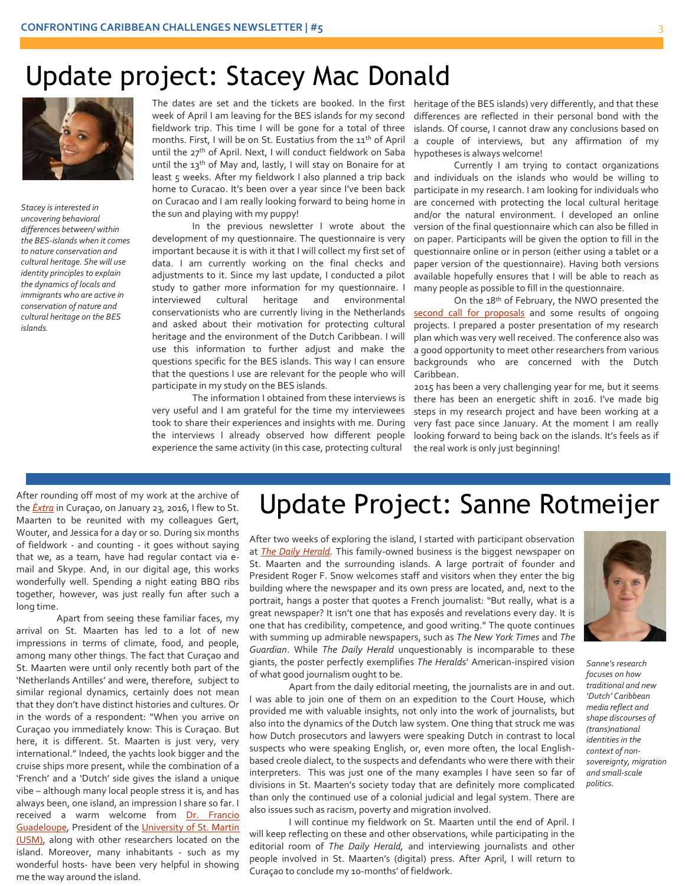# Update project: Stacey Mac Donald

*Stacey is interested in uncovering behavioral differences between/ within the BES-islands when it comes to nature conservation and cultural heritage. She will use identity principles to explain the dynamics of locals and immigrants who are active in conservation of nature and cultural heritage on the BES islands.*

The dates are set and the tickets are booked. In the first week of April I am leaving for the BES islands for my second fieldwork trip. This time I will be gone for a total of three months. First, I will be on St. Eustatius from the 11th of April until the 27th of April. Next, I will conduct fieldwork on Saba until the 13th of May and, lastly, I will stay on Bonaire for at least 5 weeks. After my fieldwork I also planned a trip back home to Curacao. It's been over a year since I've been back on Curacao and I am really looking forward to being home in the sun and playing with my puppy!

In the previous newsletter I wrote about the development of my questionnaire. The questionnaire is very important because it is with it that I will collect my first set of data. I am currently working on the final checks and adjustments to it. Since my last update, I conducted a pilot study to gather more information for my questionnaire. I interviewed cultural heritage and environmental conservationists who are currently living in the Netherlands and asked about their motivation for protecting cultural heritage and the environment of the Dutch Caribbean. I will use this information to further adjust and make the questions specific for the BES islands. This way I can ensure that the questions I use are relevant for the people who will participate in my study on the BES islands.

The information I obtained from these interviews is very useful and I am grateful for the time my interviewees took to share their experiences and insights with me. During the interviews I already observed how different people experience the same activity (in this case, protecting cultural heritage of the BES islands) very differently, and that these differences are reflected in their personal bond with the islands. Of course, I cannot draw any conclusions based on a couple of interviews, but any affirmation of my hypotheses is always welcome!

Currently I am trying to contact organizations and individuals on the islands who would be willing to participate in my research. I am looking for individuals who are concerned with protecting the local cultural heritage and/or the natural environment. I developed an online version of the final questionnaire which can also be filled in on paper. Participants will be given the option to fill in the questionnaire online or in person (either using a tablet or a paper version of the questionnaire). Having both versions available hopefully ensures that I will be able to reach as many people as possible to fill in the questionnaire.

On the 18th of February, the NWO presented the second call for proposals and some results of ongoing projects. I prepared a poster presentation of my research plan which was very well received. The conference also was a good opportunity to meet other researchers from various backgrounds who are concerned with the Dutch Caribbean.

2015 has been a very challenging year for me, but it seems there has been an energetic shift in 2016. I've made big steps in my research project and have been working at a very fast pace since January. At the moment I am really looking forward to being back on the islands. It's feels as if the real work is only just beginning!

# Update Project: Sanne Rotmeijer

*Sanne's research focuses on how traditional and new 'Dutch' Caribbean media reflect and shape discourses of (trans)national identities in the context of non-sovereignty, migration and small-scale politics.*

After rounding off most of my work at the archive of the *Èxtra* in Curaçao, on January 23, 2016, I flew to St. Maarten to be reunited with my colleagues Gert, Wouter, and Jessica for a day or so. During six months of fieldwork - and counting - it goes without saying that we, as a team, have had regular contact via e-mail and Skype. And, in our digital age, this works wonderfully well. Spending a night eating BBQ ribs together, however, was just really fun after such a long time.

Apart from seeing these familiar faces, my arrival on St. Maarten has led to a lot of new impressions in terms of climate, food, and people, among many other things. The fact that Curaçao and St. Maarten were until only recently both part of the 'Netherlands Antilles' and were, therefore, subject to similar regional dynamics, certainly does not mean that they don't have distinct histories and cultures. Or in the words of a respondent: "When you arrive on Curaçao you immediately know: This is Curaçao. But here, it is different. St. Maarten is just very, very international." Indeed, the yachts look bigger and the cruise ships more present, while the combination of a 'French' and a 'Dutch' side gives the island a unique vibe – although many local people stress it is, and has always been, one island, an impression I share so far. I received a warm welcome from Dr. Francio Guadeloupe, President of the University of St. Martin (USM), along with other researchers located on the island. Moreover, many inhabitants - such as my wonderful hosts- have been very helpful in showing me the way around the island.

After two weeks of exploring the island, I started with participant observation at *The Daily Herald.* This family-owned business is the biggest newspaper on St. Maarten and the surrounding islands. A large portrait of founder and President Roger F. Snow welcomes staff and visitors when they enter the big building where the newspaper and its own press are located, and, next to the portrait, hangs a poster that quotes a French journalist: "But really, what is a great newspaper? It isn't one that has exposés and revelations every day. It is one that has credibility, competence, and good writing." The quote continues with summing up admirable newspapers, such as *The New York Times* and *The Guardian*. While *The Daily Herald* unquestionably is incomparable to these giants, the poster perfectly exemplifies *The Heralds*' American-inspired vision of what good journalism ought to be.

Apart from the daily editorial meeting, the journalists are in and out. I was able to join one of them on an expedition to the Court House, which provided me with valuable insights, not only into the work of journalists, but also into the dynamics of the Dutch law system. One thing that struck me was how Dutch prosecutors and lawyers were speaking Dutch in contrast to local suspects who were speaking English, or, even more often, the local English-based creole dialect, to the suspects and defendants who were there with their interpreters. This was just one of the many examples I have seen so far of divisions in St. Maarten's society today that are definitely more complicated than only the continued use of a colonial judicial and legal system. There are also issues such as racism, poverty and migration involved.

I will continue my fieldwork on St. Maarten until the end of April. I will keep reflecting on these and other observations, while participating in the editorial room of *The Daily Herald,* and interviewing journalists and other people involved in St. Maarten's (digital) press. After April, I will return to Curaçao to conclude my 10-months' of fieldwork.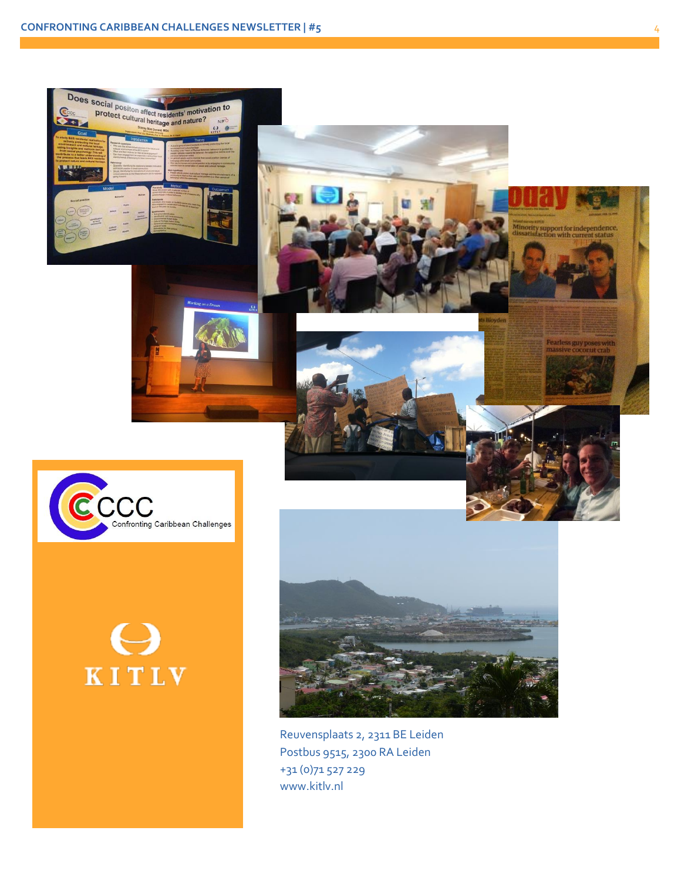Reuvensplaats 2, 2311 BE Leiden
Postbus 9515, 2300 RA Leiden
+31 (0)71 527 229
www.kitlv.nl